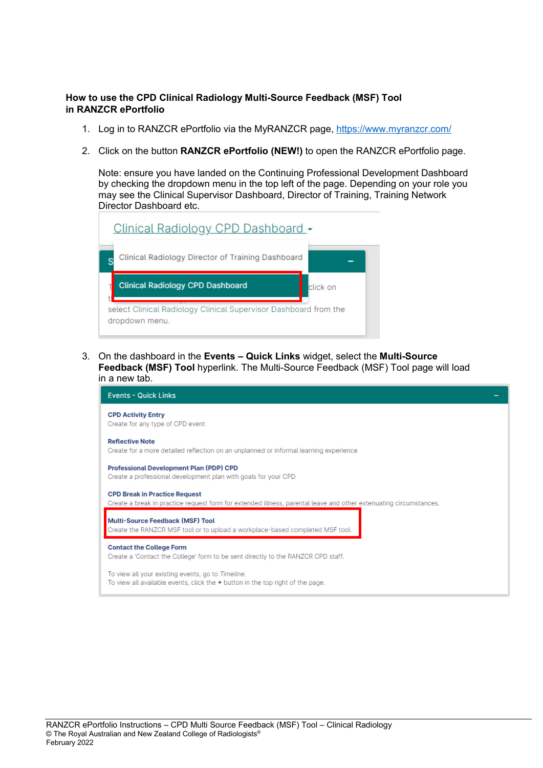**How to use the CPD Clinical Radiology Multi-Source Feedback (MSF) Tool in RANZCR ePortfolio**

1. Log in to RANZCR ePortfolio via the MyRANZCR page, https://www.myranzcr.com/

2. Click on the button **RANZCR ePortfolio (NEW!)** to open the RANZCR ePortfolio page.

   Note: ensure you have landed on the Continuing Professional Development Dashboard by checking the dropdown menu in the top left of the page. Depending on your role you may see the Clinical Supervisor Dashboard, Director of Training, Training Network Director Dashboard etc.

3. On the dashboard in the **Events – Quick Links** widget, select the **Multi-Source Feedback (MSF) Tool** hyperlink. The Multi-Source Feedback (MSF) Tool page will load in a new tab.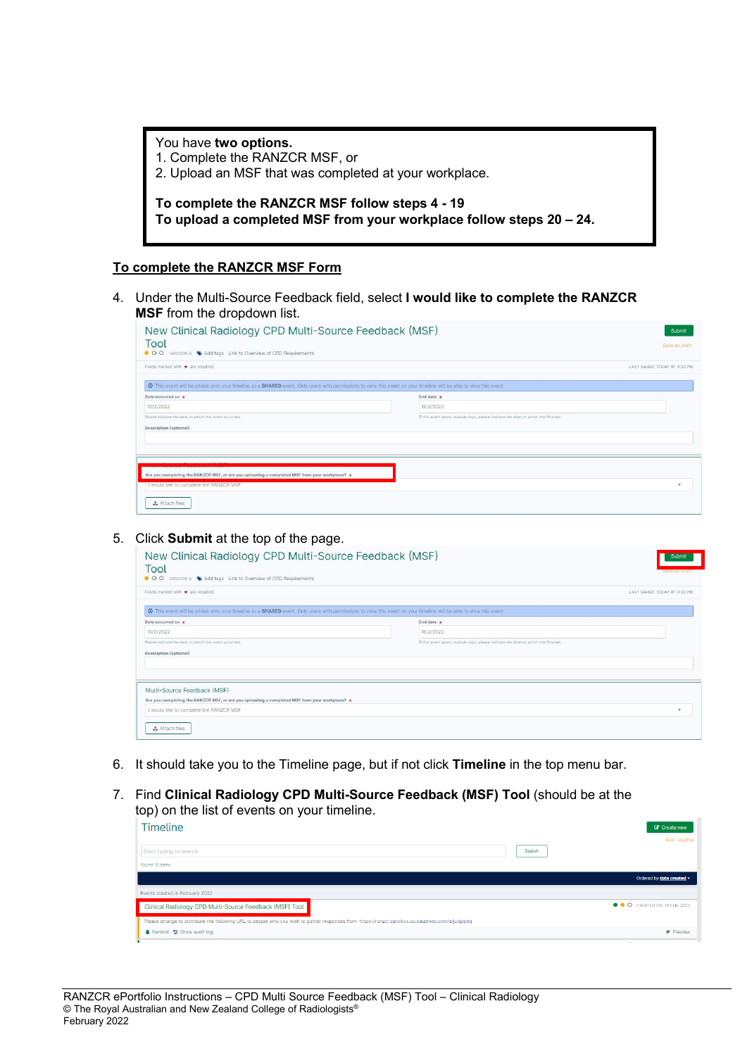> You have **two options.**
> 1. Complete the RANZCR MSF, or
> 2. Upload an MSF that was completed at your workplace.
>
> **To complete the RANZCR MSF follow steps 4 - 19**
> **To upload a completed MSF from your workplace follow steps 20 – 24.**

## To complete the RANZCR MSF Form

4. Under the Multi-Source Feedback field, select **I would like to complete the RANZCR MSF** from the dropdown list.

5. Click **Submit** at the top of the page.

6. It should take you to the Timeline page, but if not click **Timeline** in the top menu bar.

7. Find **Clinical Radiology CPD Multi-Source Feedback (MSF) Tool** (should be at the top) on the list of events on your timeline.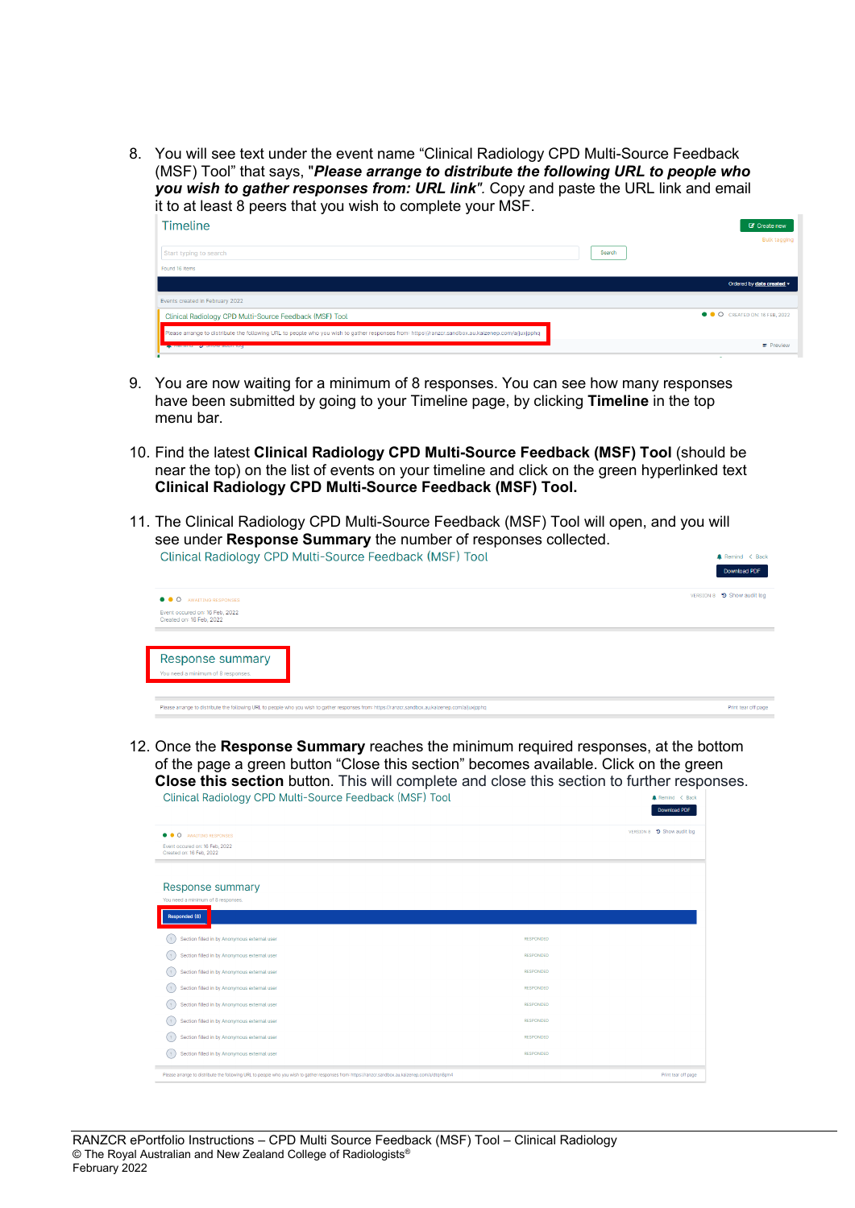8. You will see text under the event name "Clinical Radiology CPD Multi-Source Feedback (MSF) Tool" that says, "***Please arrange to distribute the following URL to people who you wish to gather responses from: URL link***". Copy and paste the URL link and email it to at least 8 peers that you wish to complete your MSF.

9. You are now waiting for a minimum of 8 responses. You can see how many responses have been submitted by going to your Timeline page, by clicking **Timeline** in the top menu bar.

10. Find the latest **Clinical Radiology CPD Multi-Source Feedback (MSF) Tool** (should be near the top) on the list of events on your timeline and click on the green hyperlinked text **Clinical Radiology CPD Multi-Source Feedback (MSF) Tool.**

11. The Clinical Radiology CPD Multi-Source Feedback (MSF) Tool will open, and you will see under **Response Summary** the number of responses collected.

12. Once the **Response Summary** reaches the minimum required responses, at the bottom of the page a green button "Close this section" becomes available. Click on the green **Close this section** button. This will complete and close this section to further responses.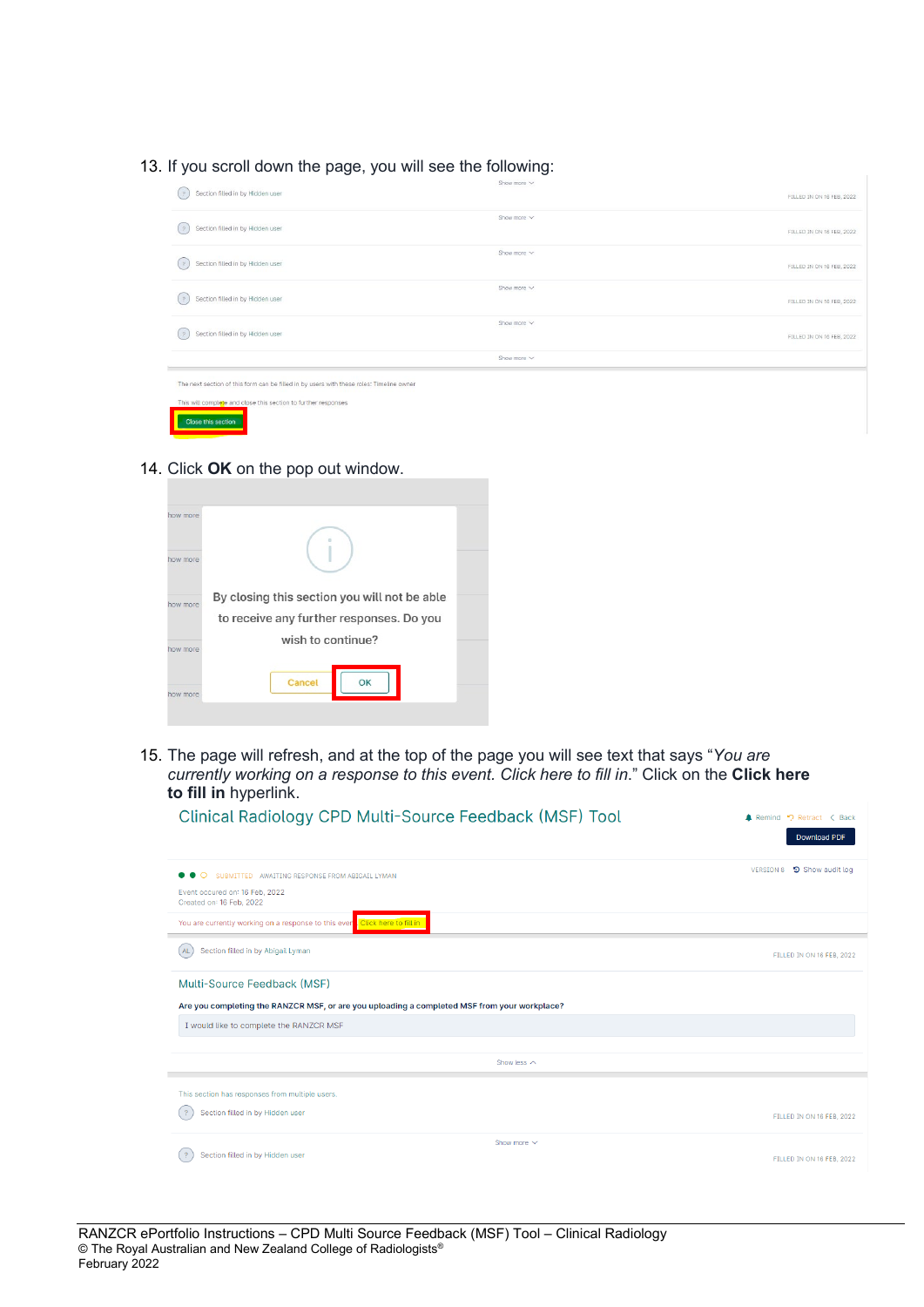13. If you scroll down the page, you will see the following:

14. Click **OK** on the pop out window.

15. The page will refresh, and at the top of the page you will see text that says "*You are currently working on a response to this event. Click here to fill in*." Click on the **Click here to fill in** hyperlink.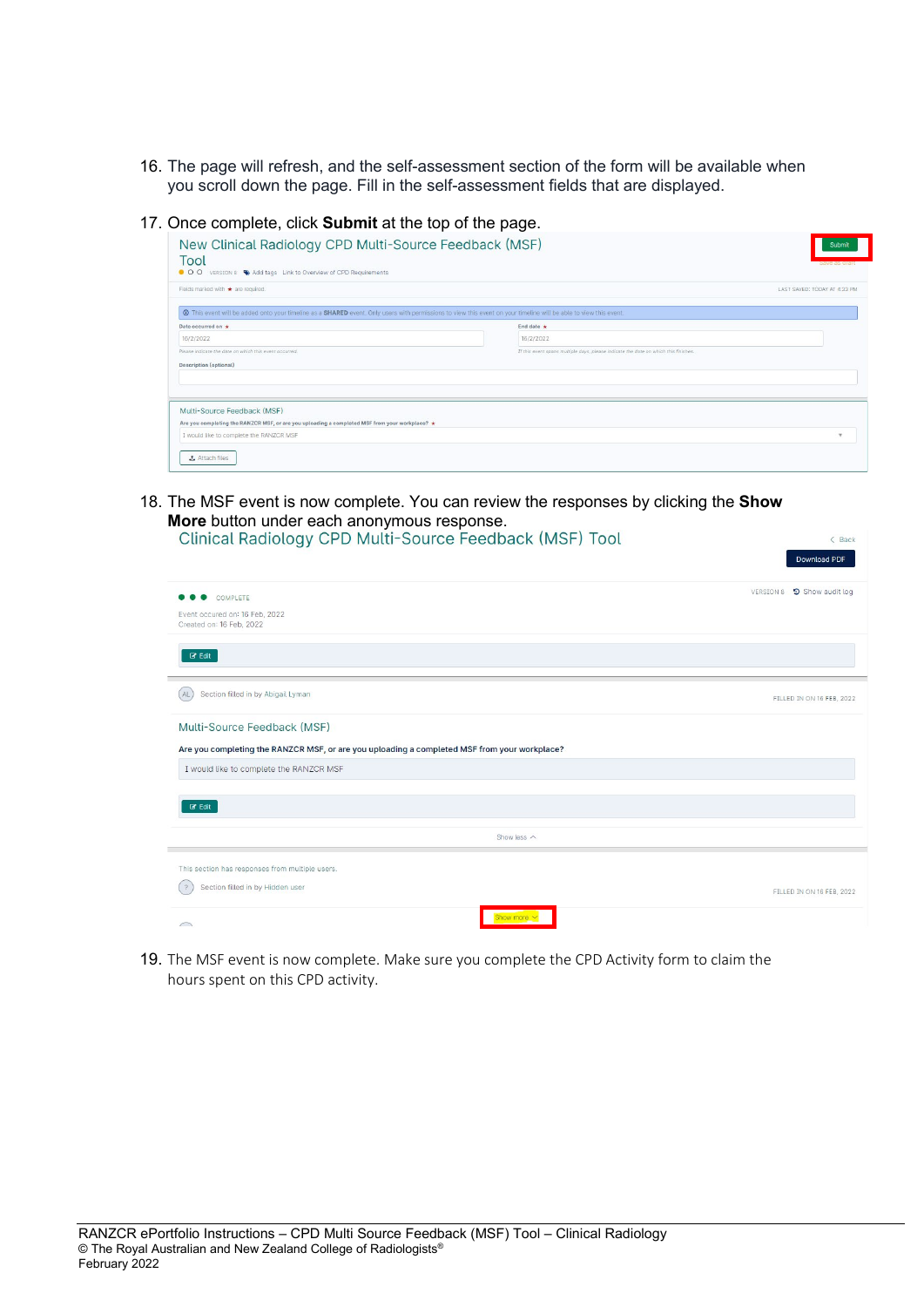16. The page will refresh, and the self-assessment section of the form will be available when you scroll down the page. Fill in the self-assessment fields that are displayed.

17. Once complete, click **Submit** at the top of the page.

18. The MSF event is now complete. You can review the responses by clicking the **Show More** button under each anonymous response.

19. The MSF event is now complete. Make sure you complete the CPD Activity form to claim the hours spent on this CPD activity.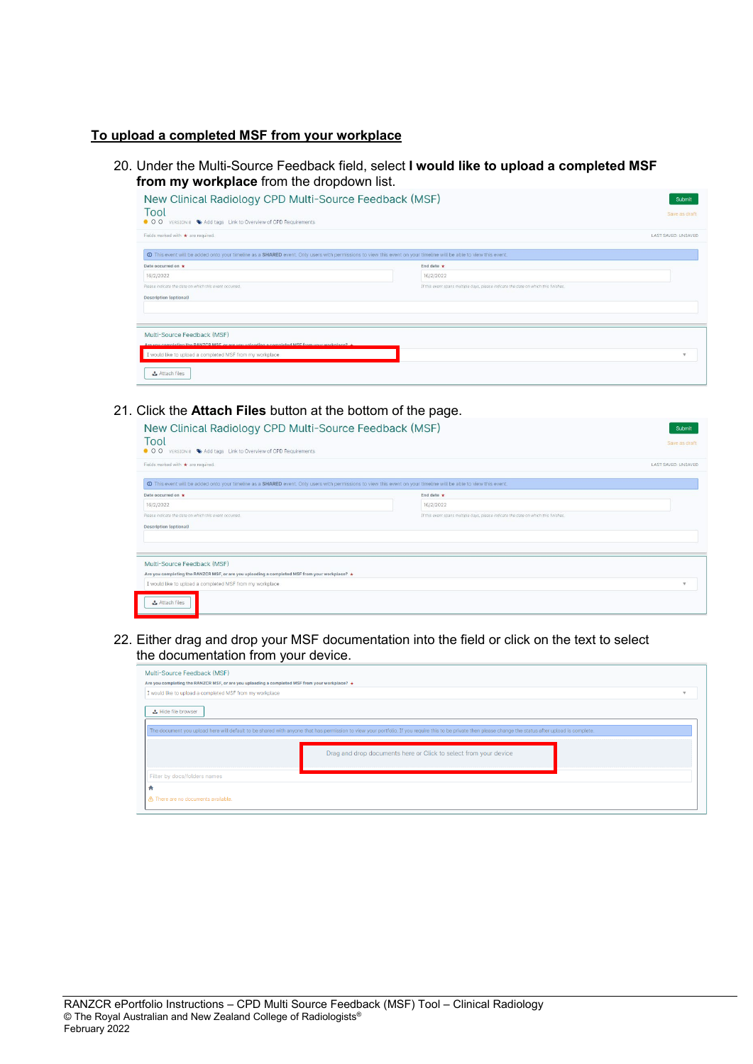**<u>To upload a completed MSF from your workplace</u>**

20. Under the Multi-Source Feedback field, select **I would like to upload a completed MSF from my workplace** from the dropdown list.

21. Click the **Attach Files** button at the bottom of the page.

22. Either drag and drop your MSF documentation into the field or click on the text to select the documentation from your device.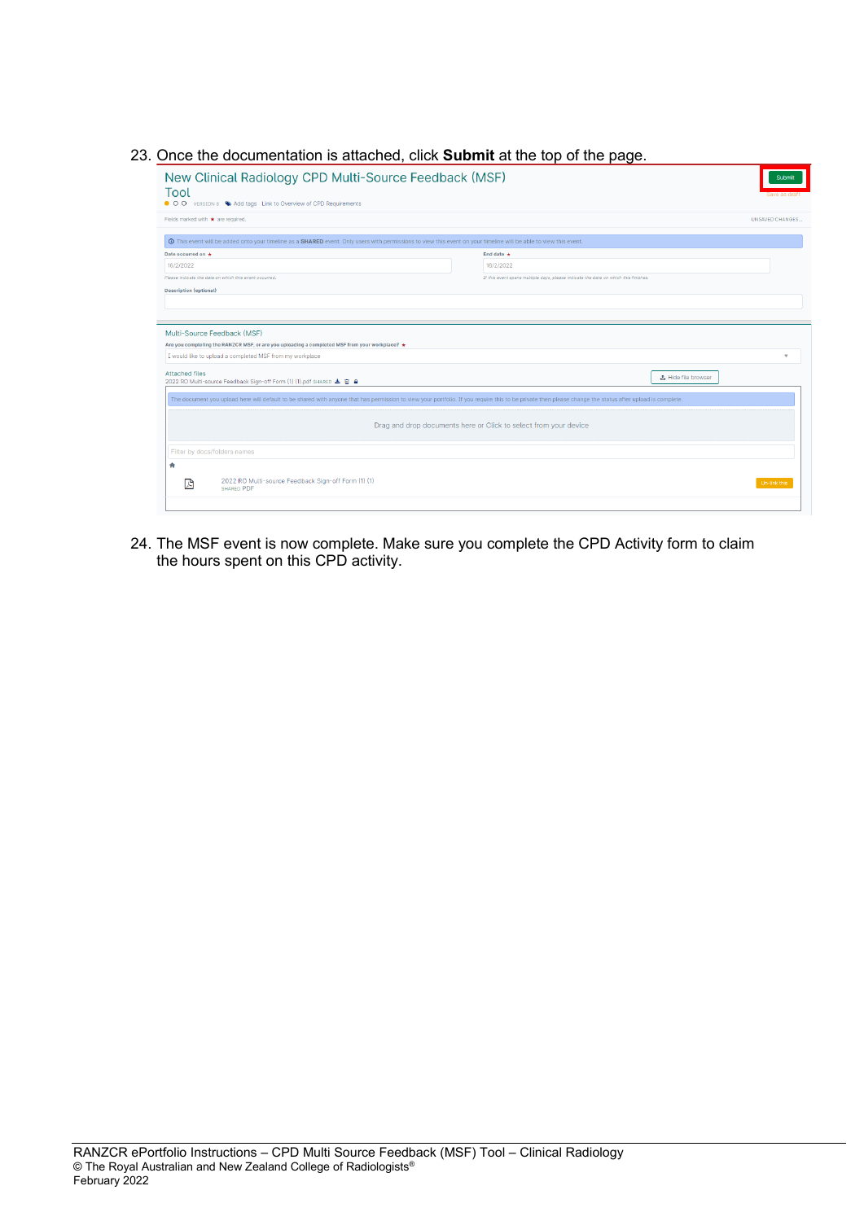23. Once the documentation is attached, click **Submit** at the top of the page.

24. The MSF event is now complete. Make sure you complete the CPD Activity form to claim the hours spent on this CPD activity.